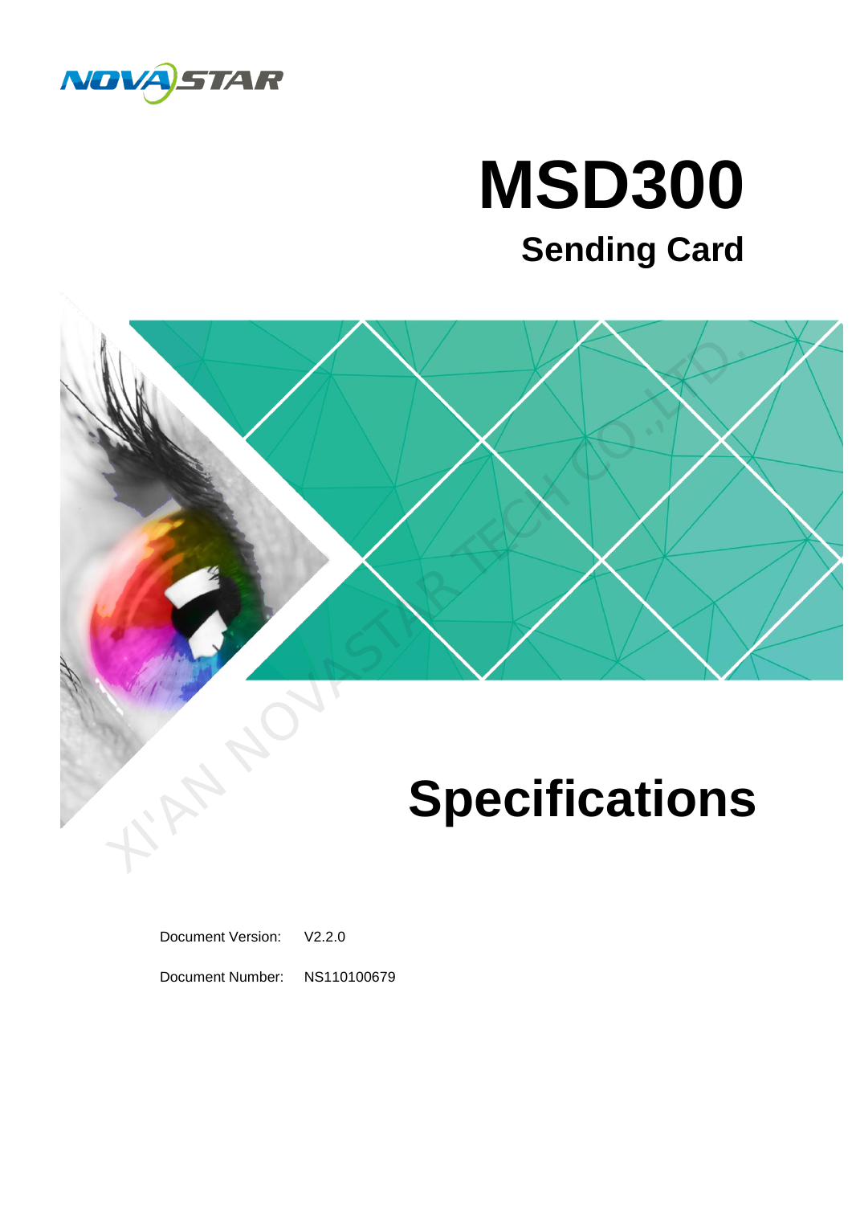# MSD300

## Sending Card

# Specifications

Document Version: V2.2.0

Document Number: NS110100679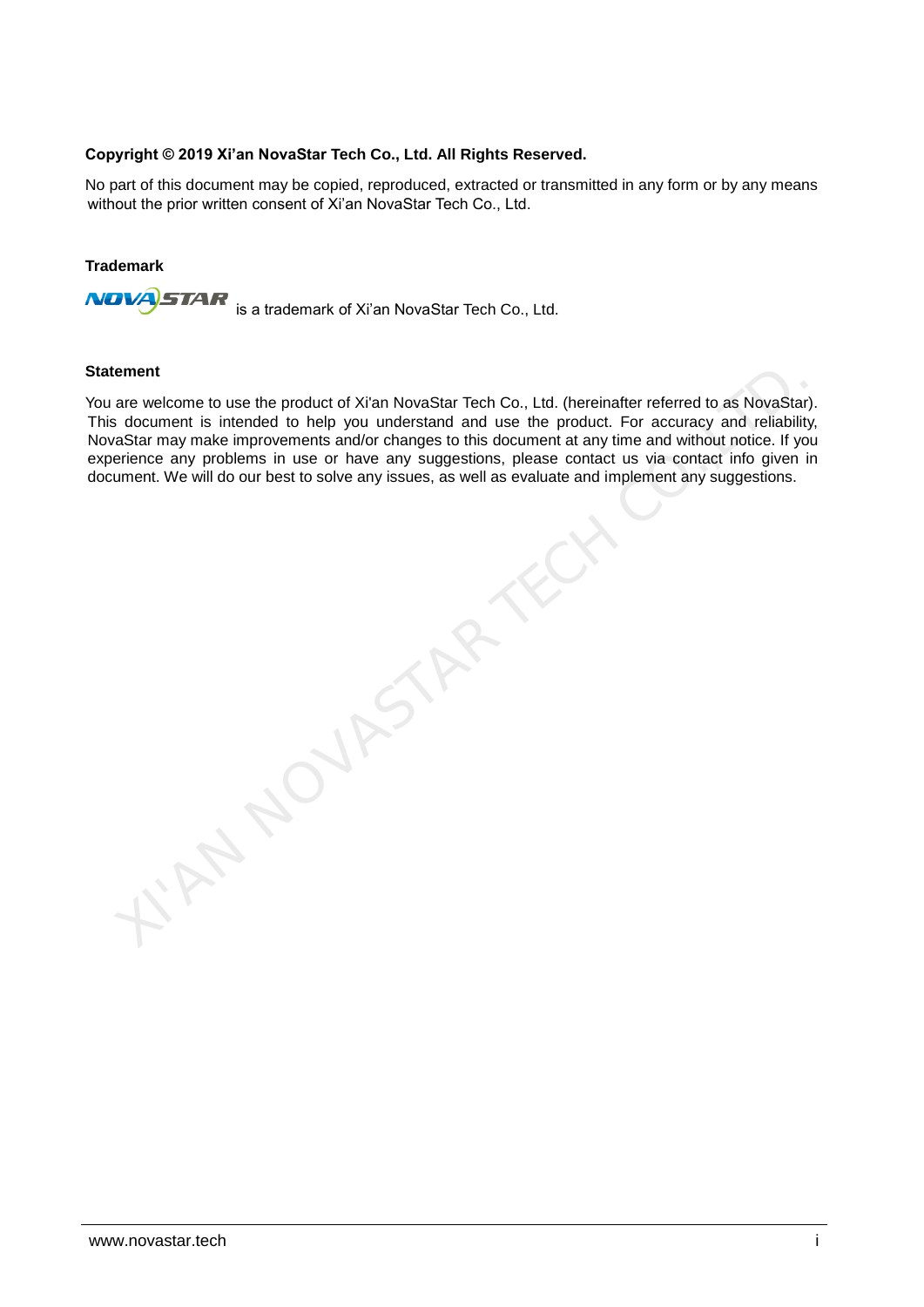**Copyright © 2019 Xi'an NovaStar Tech Co., Ltd. All Rights Reserved.**

No part of this document may be copied, reproduced, extracted or transmitted in any form or by any means without the prior written consent of Xi'an NovaStar Tech Co., Ltd.

**Trademark**

NOVASTAR is a trademark of Xi'an NovaStar Tech Co., Ltd.

**Statement**

You are welcome to use the product of Xi'an NovaStar Tech Co., Ltd. (hereinafter referred to as NovaStar). This document is intended to help you understand and use the product. For accuracy and reliability, NovaStar may make improvements and/or changes to this document at any time and without notice. If you experience any problems in use or have any suggestions, please contact us via contact info given in document. We will do our best to solve any issues, as well as evaluate and implement any suggestions.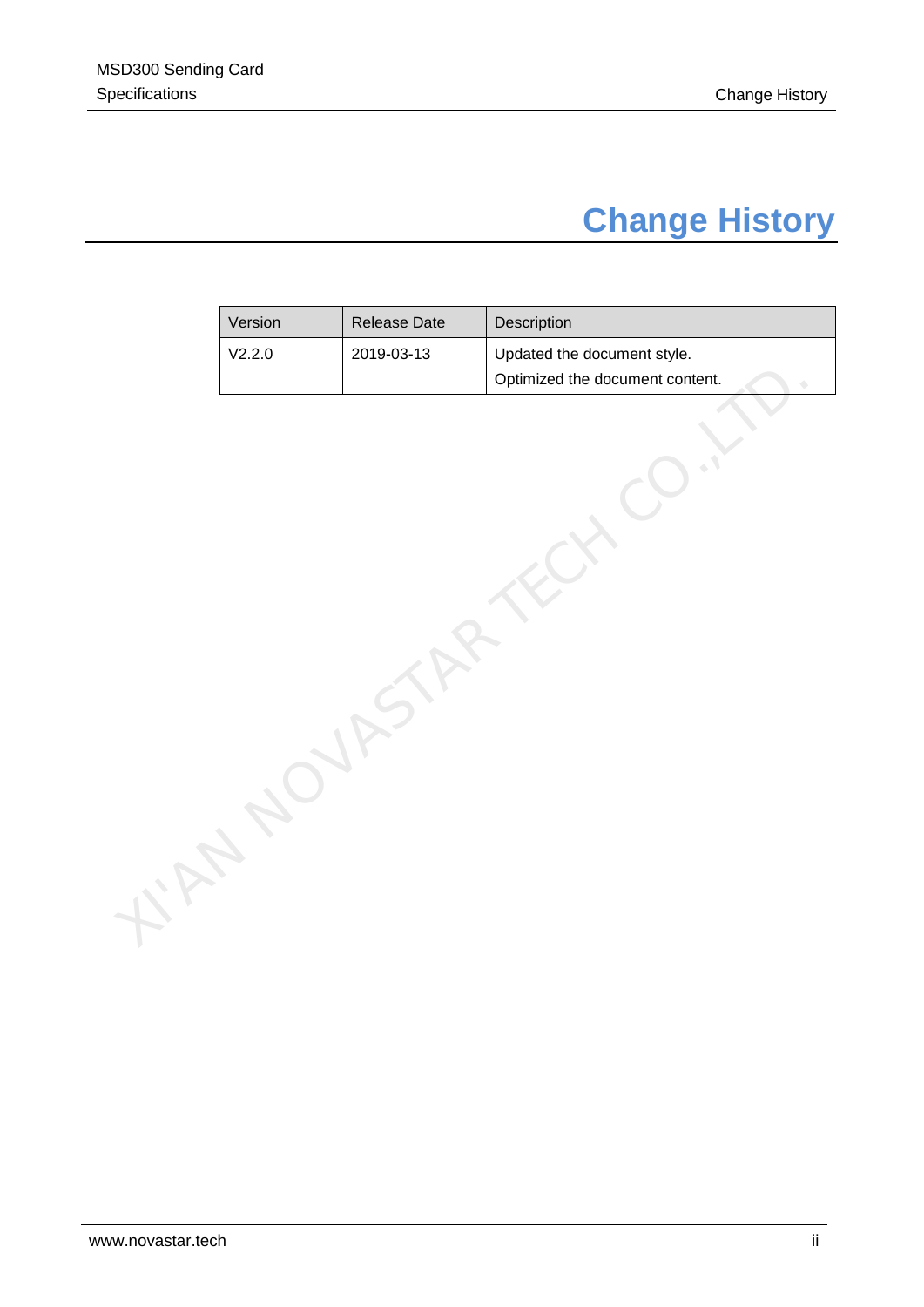# Change History

| Version | Release Date | Description |
| --- | --- | --- |
| V2.2.0 | 2019-03-13 | Updated the document style.<br>Optimized the document content. |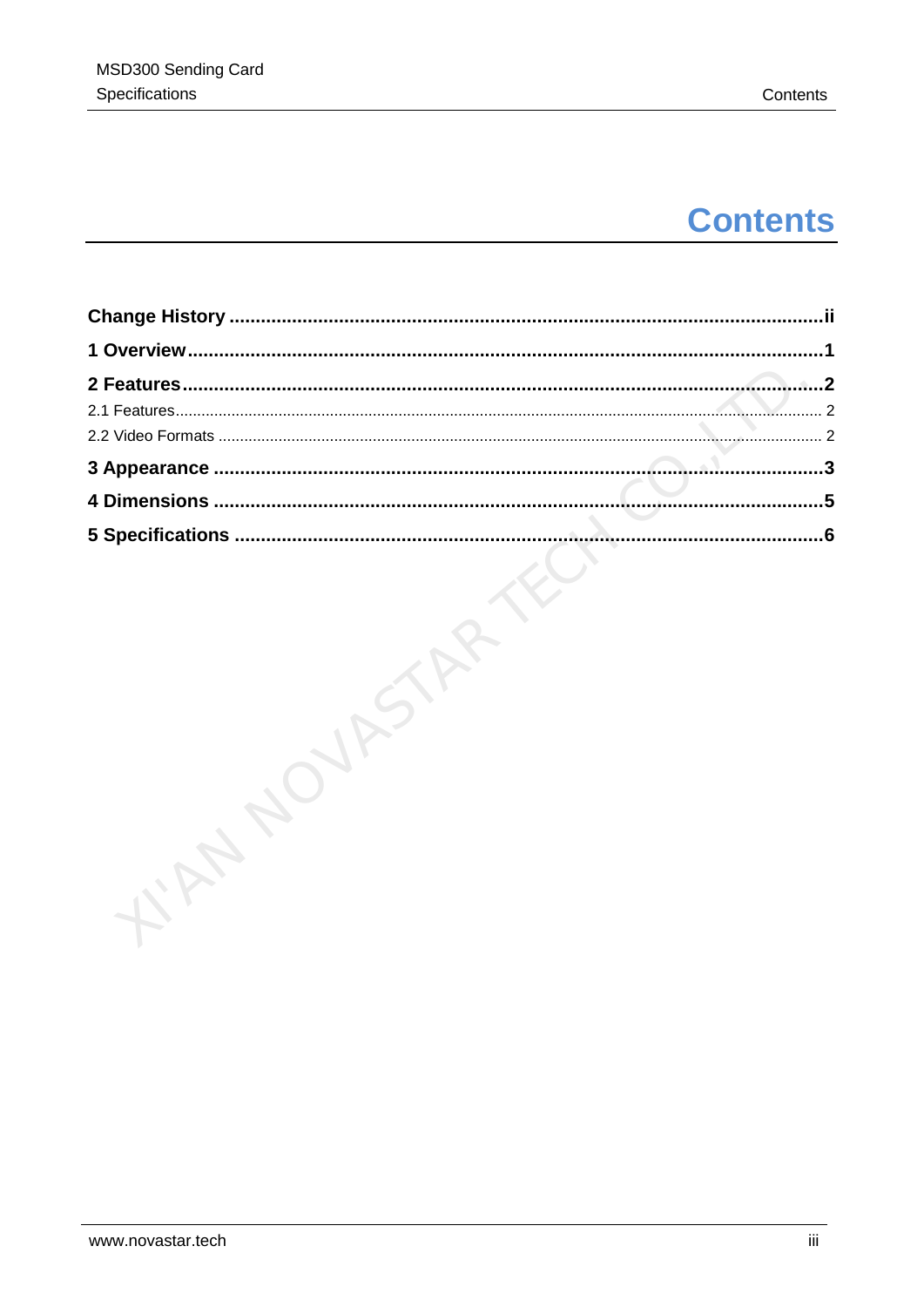# Contents

**Change History** ....................................................................................................... **ii**

**1 Overview** ....................................................................................................... **1**

**2 Features** ....................................................................................................... **2**

2.1 Features ....................................................................................................... 2

2.2 Video Formats ....................................................................................................... 2

**3 Appearance** ....................................................................................................... **3**

**4 Dimensions** ....................................................................................................... **5**

**5 Specifications** ....................................................................................................... **6**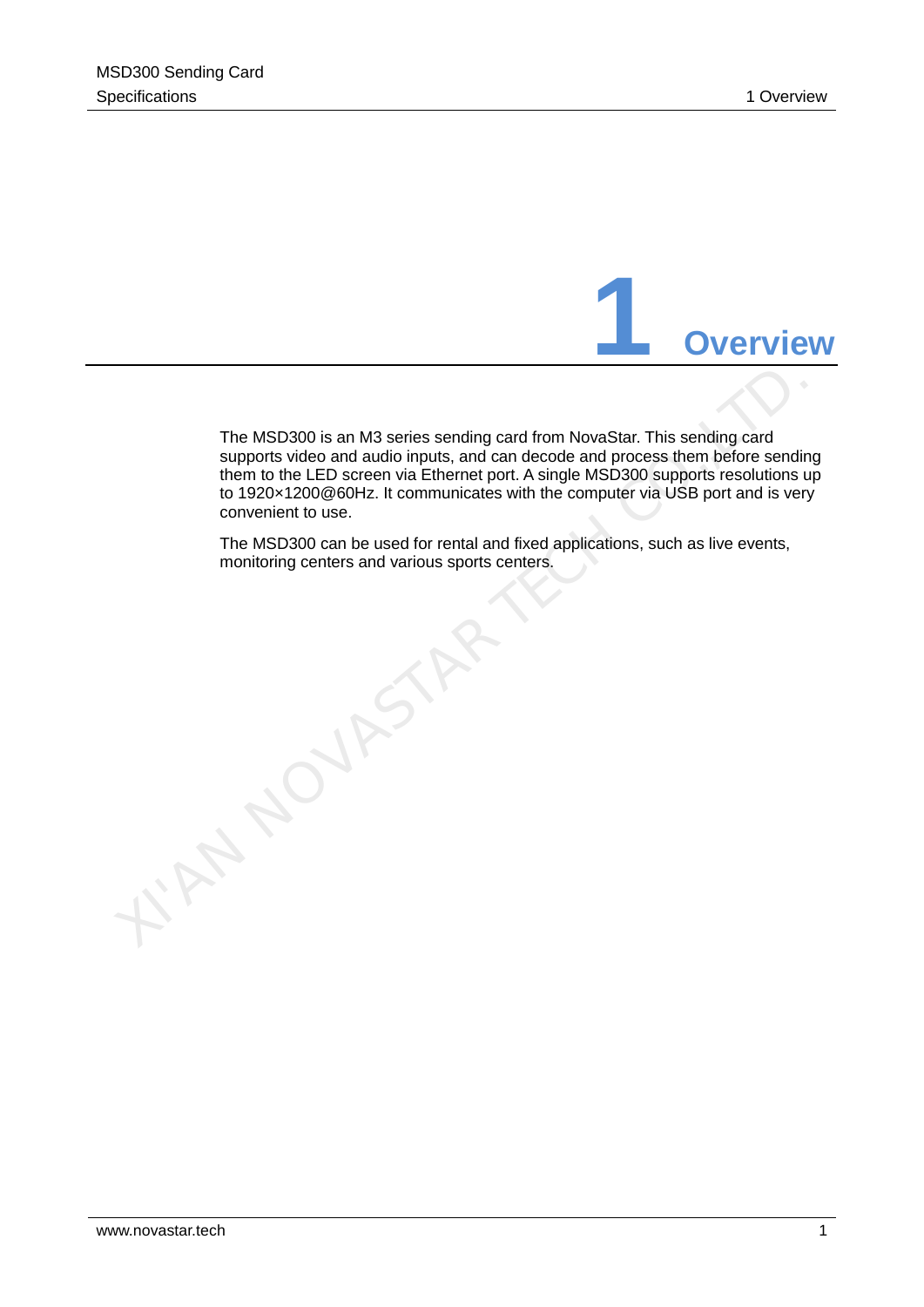# 1 Overview

The MSD300 is an M3 series sending card from NovaStar. This sending card supports video and audio inputs, and can decode and process them before sending them to the LED screen via Ethernet port. A single MSD300 supports resolutions up to 1920×1200@60Hz. It communicates with the computer via USB port and is very convenient to use.

The MSD300 can be used for rental and fixed applications, such as live events, monitoring centers and various sports centers.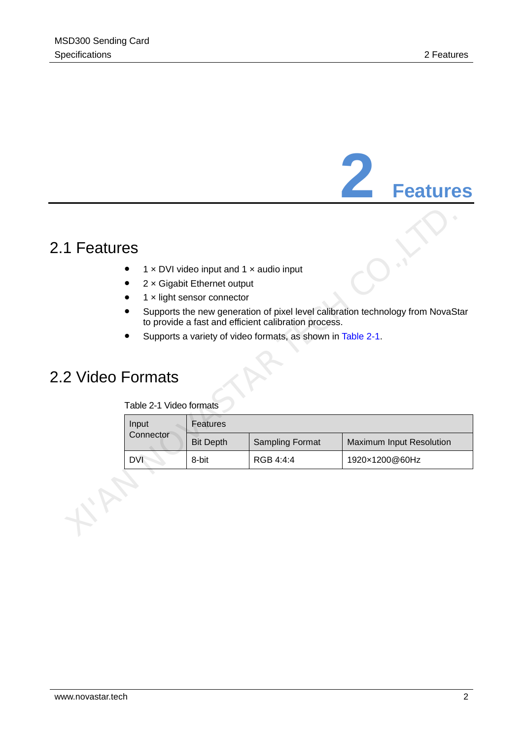# 2 Features

## 2.1 Features

- 1 × DVI video input and 1 × audio input
- 2 × Gigabit Ethernet output
- 1 × light sensor connector
- Supports the new generation of pixel level calibration technology from NovaStar to provide a fast and efficient calibration process.
- Supports a variety of video formats, as shown in Table 2-1.

## 2.2 Video Formats

Table 2-1 Video formats

| Input Connector | Features | | |
|---|---|---|---|
| | Bit Depth | Sampling Format | Maximum Input Resolution |
| DVI | 8-bit | RGB 4:4:4 | 1920×1200@60Hz |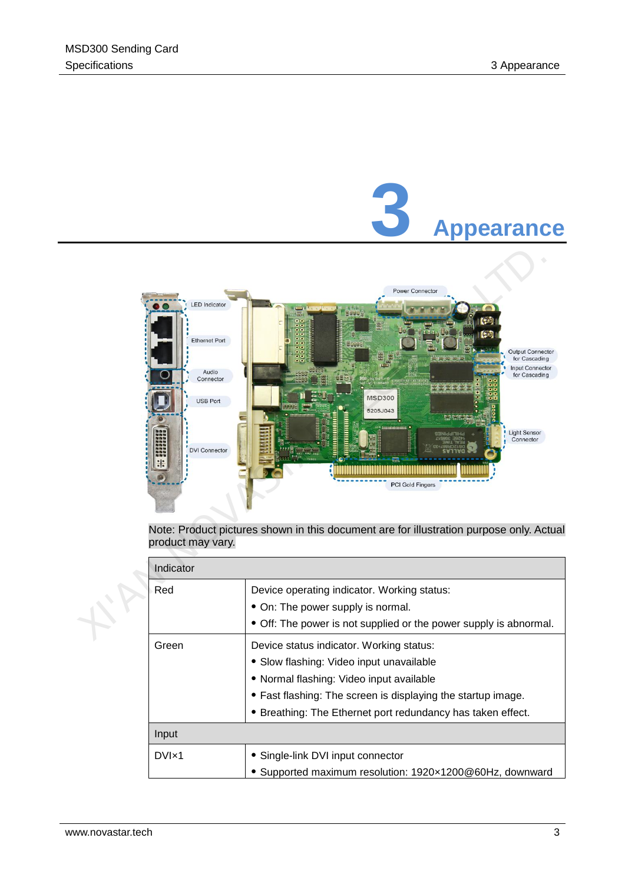# 3 Appearance

Note: Product pictures shown in this document are for illustration purpose only. Actual product may vary.

| Indicator | |
|---|---|
| Red | Device operating indicator. Working status:<br>• On: The power supply is normal.<br>• Off: The power is not supplied or the power supply is abnormal. |
| Green | Device status indicator. Working status:<br>• Slow flashing: Video input unavailable<br>• Normal flashing: Video input available<br>• Fast flashing: The screen is displaying the startup image.<br>• Breathing: The Ethernet port redundancy has taken effect. |
| **Input** | |
| DVI×1 | • Single-link DVI input connector<br>• Supported maximum resolution: 1920×1200@60Hz, downward |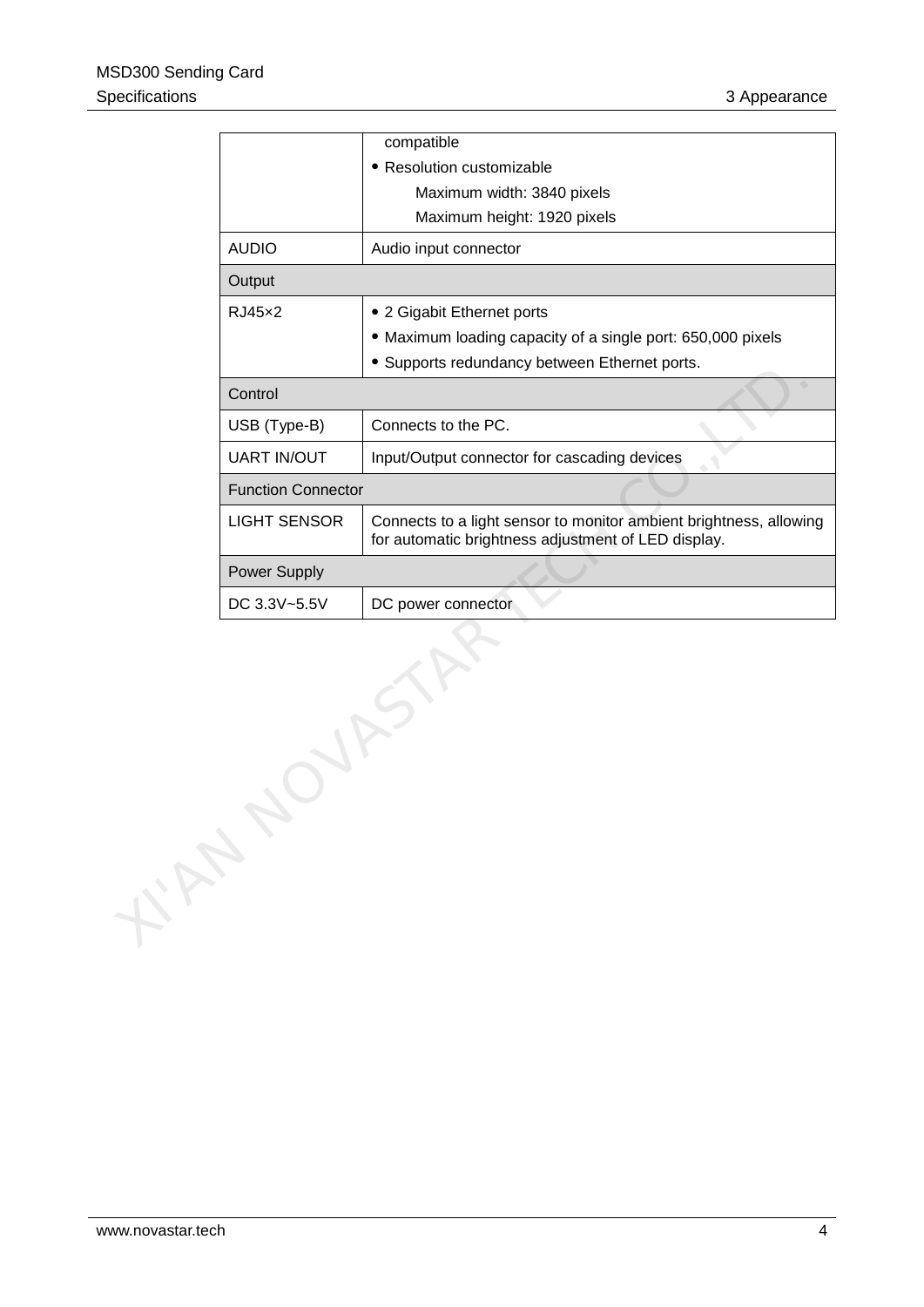| | |
|---|---|
| | compatible<br>• Resolution customizable<br>Maximum width: 3840 pixels<br>Maximum height: 1920 pixels |
| AUDIO | Audio input connector |
| Output | |
| RJ45×2 | • 2 Gigabit Ethernet ports<br>• Maximum loading capacity of a single port: 650,000 pixels<br>• Supports redundancy between Ethernet ports. |
| Control | |
| USB (Type-B) | Connects to the PC. |
| UART IN/OUT | Input/Output connector for cascading devices |
| Function Connector | |
| LIGHT SENSOR | Connects to a light sensor to monitor ambient brightness, allowing for automatic brightness adjustment of LED display. |
| Power Supply | |
| DC 3.3V~5.5V | DC power connector |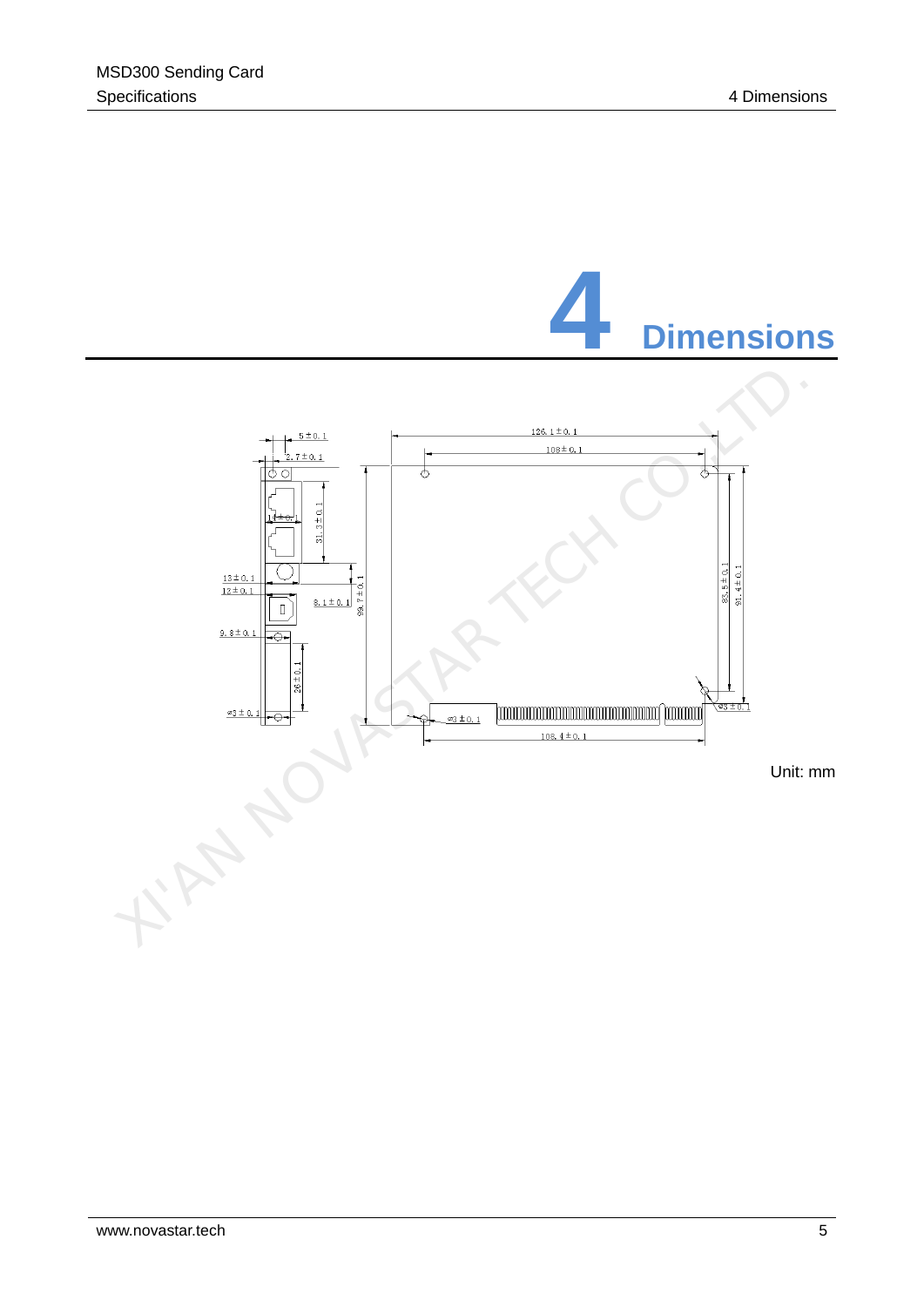# 4 Dimensions

Unit: mm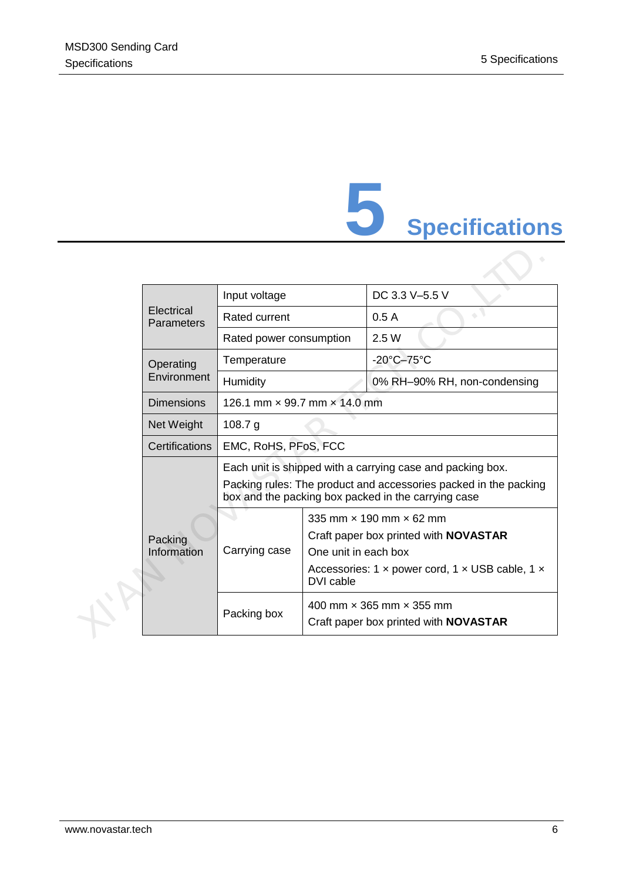# 5 Specifications

| | | |
|---|---|---|
| Electrical Parameters | Input voltage | DC 3.3 V–5.5 V |
| | Rated current | 0.5 A |
| | Rated power consumption | 2.5 W |
| Operating Environment | Temperature | -20°C–75°C |
| | Humidity | 0% RH–90% RH, non-condensing |
| Dimensions | 126.1 mm × 99.7 mm × 14.0 mm | |
| Net Weight | 108.7 g | |
| Certifications | EMC, RoHS, PFoS, FCC | |
| Packing Information | Each unit is shipped with a carrying case and packing box.<br>Packing rules: The product and accessories packed in the packing box and the packing box packed in the carrying case | |
| | Carrying case | 335 mm × 190 mm × 62 mm<br>Craft paper box printed with **NOVASTAR**<br>One unit in each box<br>Accessories: 1 × power cord, 1 × USB cable, 1 × DVI cable |
| | Packing box | 400 mm × 365 mm × 355 mm<br>Craft paper box printed with **NOVASTAR** |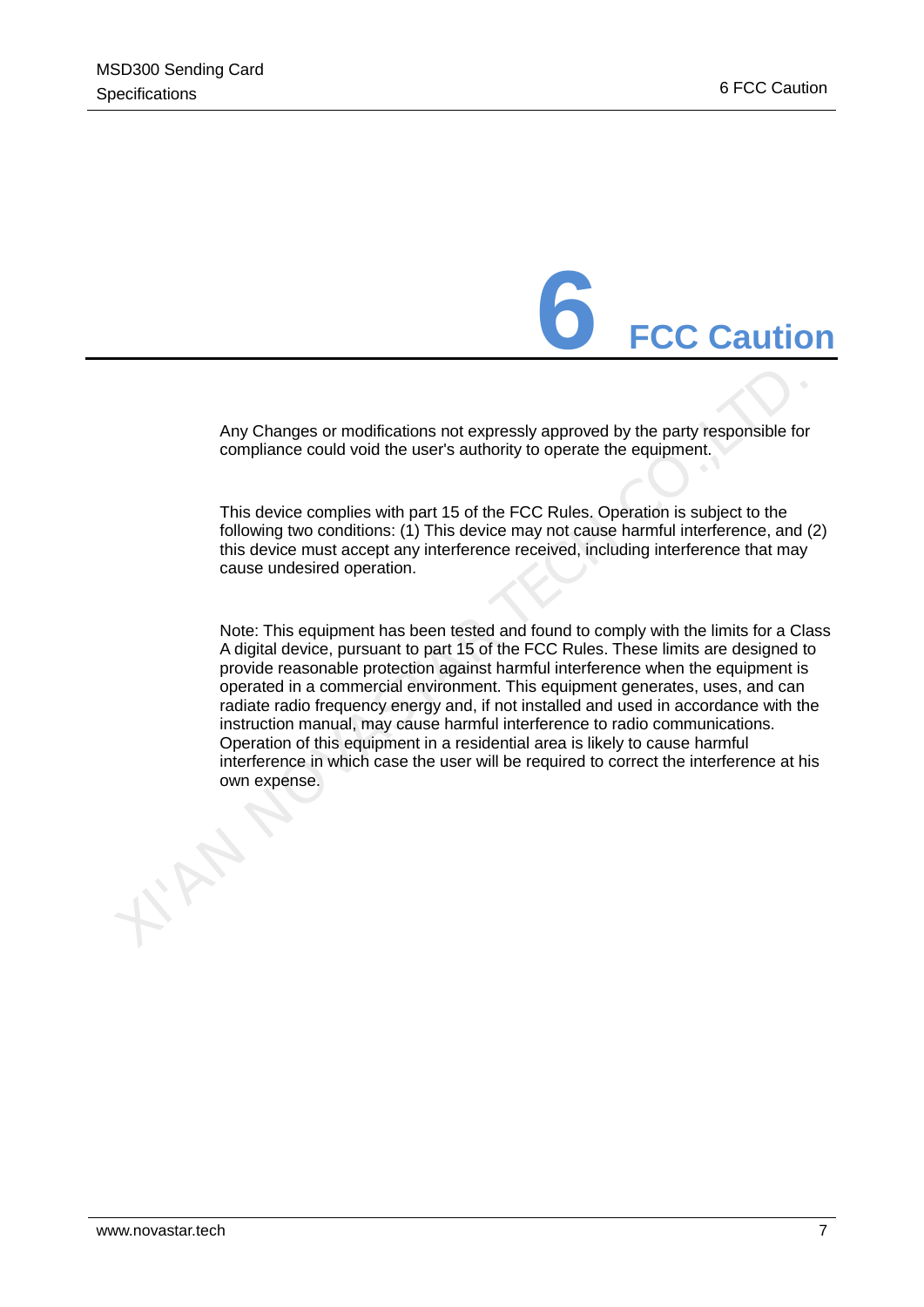# 6 FCC Caution

Any Changes or modifications not expressly approved by the party responsible for compliance could void the user's authority to operate the equipment.

This device complies with part 15 of the FCC Rules. Operation is subject to the following two conditions: (1) This device may not cause harmful interference, and (2) this device must accept any interference received, including interference that may cause undesired operation.

Note: This equipment has been tested and found to comply with the limits for a Class A digital device, pursuant to part 15 of the FCC Rules. These limits are designed to provide reasonable protection against harmful interference when the equipment is operated in a commercial environment. This equipment generates, uses, and can radiate radio frequency energy and, if not installed and used in accordance with the instruction manual, may cause harmful interference to radio communications. Operation of this equipment in a residential area is likely to cause harmful interference in which case the user will be required to correct the interference at his own expense.